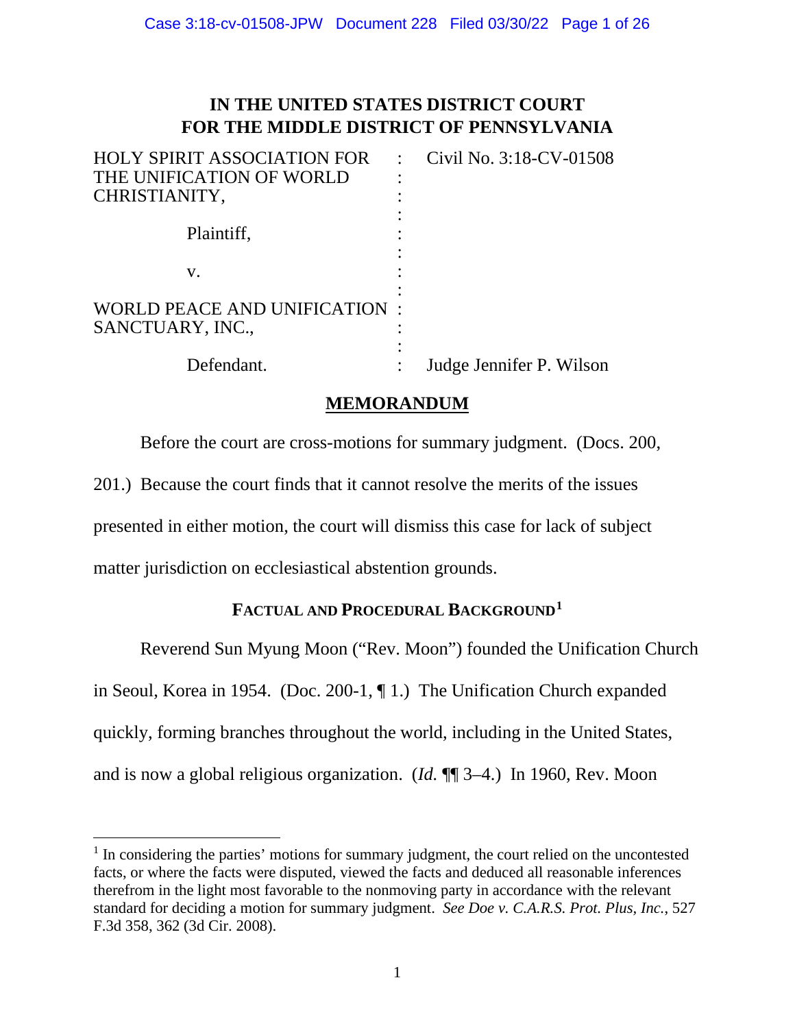# IN THE UNITED STATES DISTRICT COURT
# FOR THE MIDDLE DISTRICT OF PENNSYLVANIA

| | | |
|---|---|---|
| HOLY SPIRIT ASSOCIATION FOR THE UNIFICATION OF WORLD CHRISTIANITY, | : | Civil No. 3:18-CV-01508 |
| Plaintiff, | : | |
| v. | : | |
| WORLD PEACE AND UNIFICATION SANCTUARY, INC., | : | |
| Defendant. | : | Judge Jennifer P. Wilson |

## MEMORANDUM

Before the court are cross-motions for summary judgment. (Docs. 200, 201.) Because the court finds that it cannot resolve the merits of the issues presented in either motion, the court will dismiss this case for lack of subject matter jurisdiction on ecclesiastical abstention grounds.

### FACTUAL AND PROCEDURAL BACKGROUND[1]

Reverend Sun Myung Moon ("Rev. Moon") founded the Unification Church in Seoul, Korea in 1954. (Doc. 200-1, ¶ 1.) The Unification Church expanded quickly, forming branches throughout the world, including in the United States, and is now a global religious organization. (*Id.* ¶¶ 3–4.) In 1960, Rev. Moon

[1] In considering the parties' motions for summary judgment, the court relied on the uncontested facts, or where the facts were disputed, viewed the facts and deduced all reasonable inferences therefrom in the light most favorable to the nonmoving party in accordance with the relevant standard for deciding a motion for summary judgment. *See Doe v. C.A.R.S. Prot. Plus, Inc.*, 527 F.3d 358, 362 (3d Cir. 2008).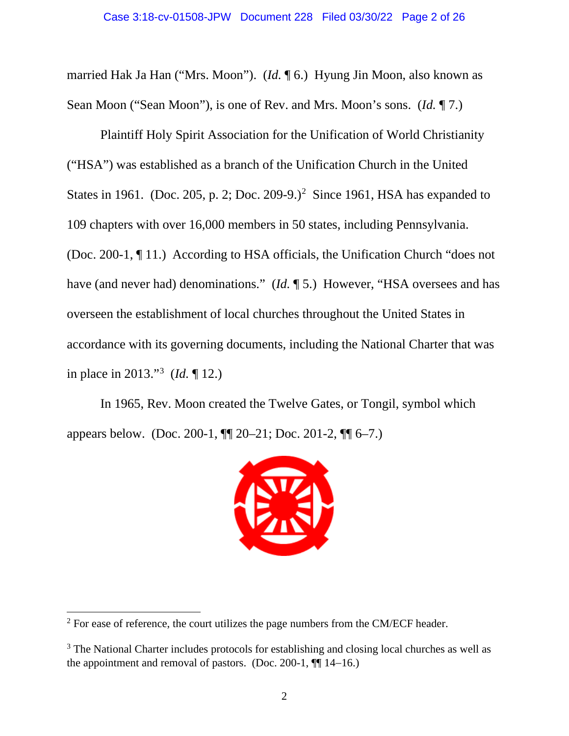married Hak Ja Han ("Mrs. Moon"). (*Id.* ¶ 6.) Hyung Jin Moon, also known as Sean Moon ("Sean Moon"), is one of Rev. and Mrs. Moon's sons. (*Id.* ¶ 7.)

Plaintiff Holy Spirit Association for the Unification of World Christianity ("HSA") was established as a branch of the Unification Church in the United States in 1961. (Doc. 205, p. 2; Doc. 209-9.)[2] Since 1961, HSA has expanded to 109 chapters with over 16,000 members in 50 states, including Pennsylvania. (Doc. 200-1, ¶ 11.) According to HSA officials, the Unification Church "does not have (and never had) denominations." (*Id.* ¶ 5.) However, "HSA oversees and has overseen the establishment of local churches throughout the United States in accordance with its governing documents, including the National Charter that was in place in 2013."[3] (*Id.* ¶ 12.)

In 1965, Rev. Moon created the Twelve Gates, or Tongil, symbol which appears below. (Doc. 200-1, ¶¶ 20–21; Doc. 201-2, ¶¶ 6–7.)

---

[2] For ease of reference, the court utilizes the page numbers from the CM/ECF header.

[3] The National Charter includes protocols for establishing and closing local churches as well as the appointment and removal of pastors. (Doc. 200-1, ¶¶ 14–16.)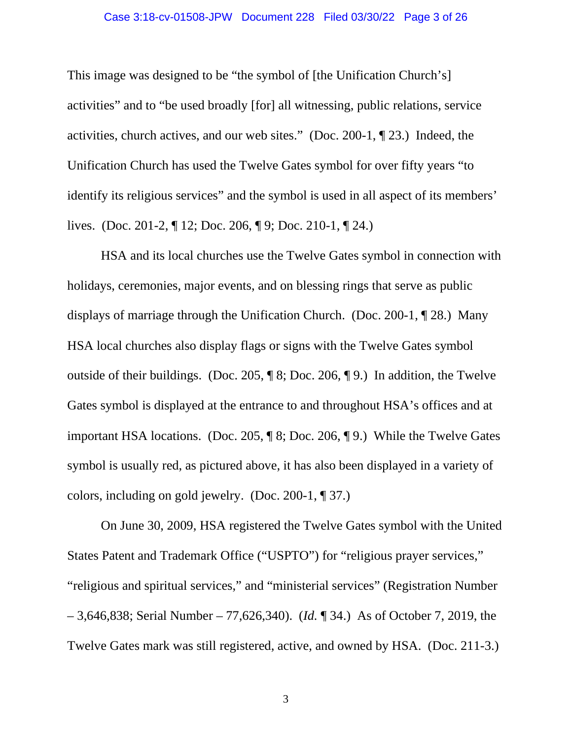This image was designed to be "the symbol of [the Unification Church's] activities" and to "be used broadly [for] all witnessing, public relations, service activities, church actives, and our web sites." (Doc. 200-1, ¶ 23.) Indeed, the Unification Church has used the Twelve Gates symbol for over fifty years "to identify its religious services" and the symbol is used in all aspect of its members' lives. (Doc. 201-2, ¶ 12; Doc. 206, ¶ 9; Doc. 210-1, ¶ 24.)

HSA and its local churches use the Twelve Gates symbol in connection with holidays, ceremonies, major events, and on blessing rings that serve as public displays of marriage through the Unification Church. (Doc. 200-1, ¶ 28.) Many HSA local churches also display flags or signs with the Twelve Gates symbol outside of their buildings. (Doc. 205, ¶ 8; Doc. 206, ¶ 9.) In addition, the Twelve Gates symbol is displayed at the entrance to and throughout HSA's offices and at important HSA locations. (Doc. 205, ¶ 8; Doc. 206, ¶ 9.) While the Twelve Gates symbol is usually red, as pictured above, it has also been displayed in a variety of colors, including on gold jewelry. (Doc. 200-1, ¶ 37.)

On June 30, 2009, HSA registered the Twelve Gates symbol with the United States Patent and Trademark Office ("USPTO") for "religious prayer services," "religious and spiritual services," and "ministerial services" (Registration Number – 3,646,838; Serial Number – 77,626,340). (*Id.* ¶ 34.) As of October 7, 2019, the Twelve Gates mark was still registered, active, and owned by HSA. (Doc. 211-3.)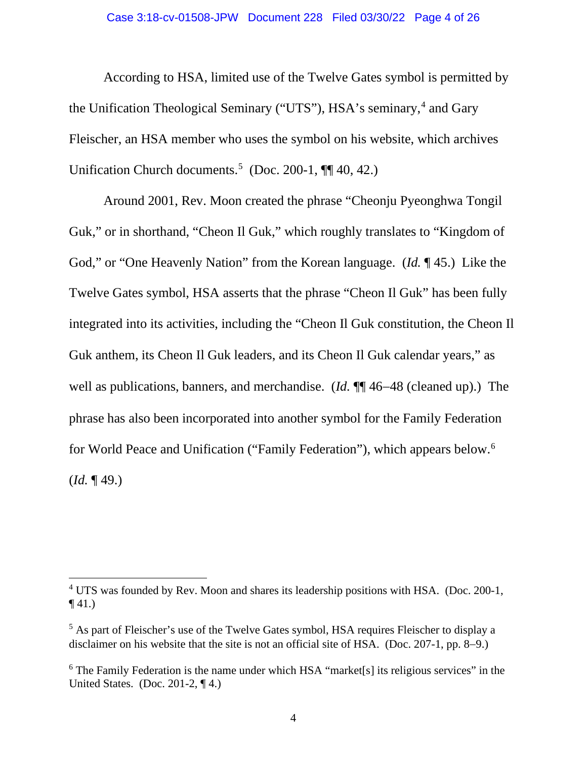According to HSA, limited use of the Twelve Gates symbol is permitted by the Unification Theological Seminary ("UTS"), HSA's seminary,[4] and Gary Fleischer, an HSA member who uses the symbol on his website, which archives Unification Church documents.[5] (Doc. 200-1, ¶¶ 40, 42.)

Around 2001, Rev. Moon created the phrase "Cheonju Pyeonghwa Tongil Guk," or in shorthand, "Cheon Il Guk," which roughly translates to "Kingdom of God," or "One Heavenly Nation" from the Korean language. (*Id.* ¶ 45.) Like the Twelve Gates symbol, HSA asserts that the phrase "Cheon Il Guk" has been fully integrated into its activities, including the "Cheon Il Guk constitution, the Cheon Il Guk anthem, its Cheon Il Guk leaders, and its Cheon Il Guk calendar years," as well as publications, banners, and merchandise. (*Id.* ¶¶ 46–48 (cleaned up).) The phrase has also been incorporated into another symbol for the Family Federation for World Peace and Unification ("Family Federation"), which appears below.[6] (*Id.* ¶ 49.)

---

[4] UTS was founded by Rev. Moon and shares its leadership positions with HSA. (Doc. 200-1, ¶ 41.)

[5] As part of Fleischer's use of the Twelve Gates symbol, HSA requires Fleischer to display a disclaimer on his website that the site is not an official site of HSA. (Doc. 207-1, pp. 8–9.)

[6] The Family Federation is the name under which HSA "market[s] its religious services" in the United States. (Doc. 201-2, ¶ 4.)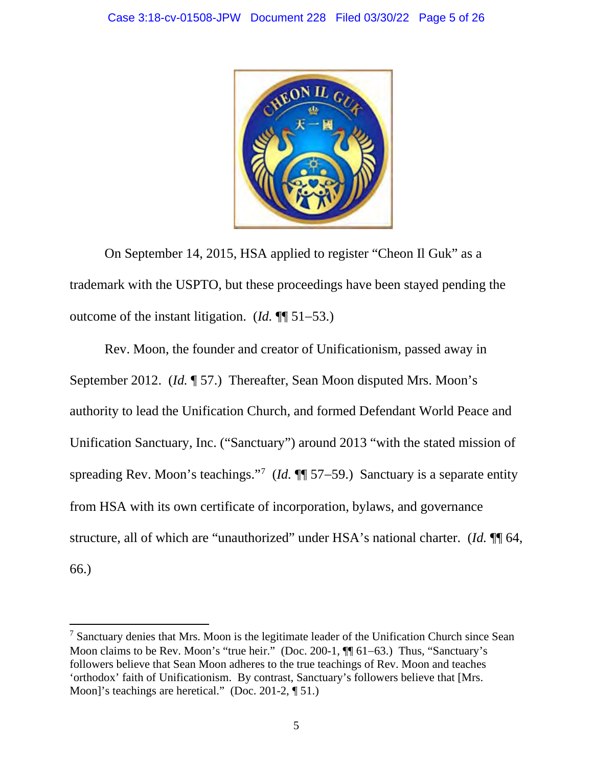On September 14, 2015, HSA applied to register "Cheon Il Guk" as a trademark with the USPTO, but these proceedings have been stayed pending the outcome of the instant litigation. (*Id.* ¶¶ 51–53.)

Rev. Moon, the founder and creator of Unificationism, passed away in September 2012. (*Id.* ¶ 57.) Thereafter, Sean Moon disputed Mrs. Moon's authority to lead the Unification Church, and formed Defendant World Peace and Unification Sanctuary, Inc. ("Sanctuary") around 2013 "with the stated mission of spreading Rev. Moon's teachings."[7] (*Id.* ¶¶ 57–59.) Sanctuary is a separate entity from HSA with its own certificate of incorporation, bylaws, and governance structure, all of which are "unauthorized" under HSA's national charter. (*Id.* ¶¶ 64, 66.)

---

[7] Sanctuary denies that Mrs. Moon is the legitimate leader of the Unification Church since Sean Moon claims to be Rev. Moon's "true heir." (Doc. 200-1, ¶¶ 61–63.) Thus, "Sanctuary's followers believe that Sean Moon adheres to the true teachings of Rev. Moon and teaches 'orthodox' faith of Unificationism. By contrast, Sanctuary's followers believe that [Mrs. Moon]'s teachings are heretical." (Doc. 201-2, ¶ 51.)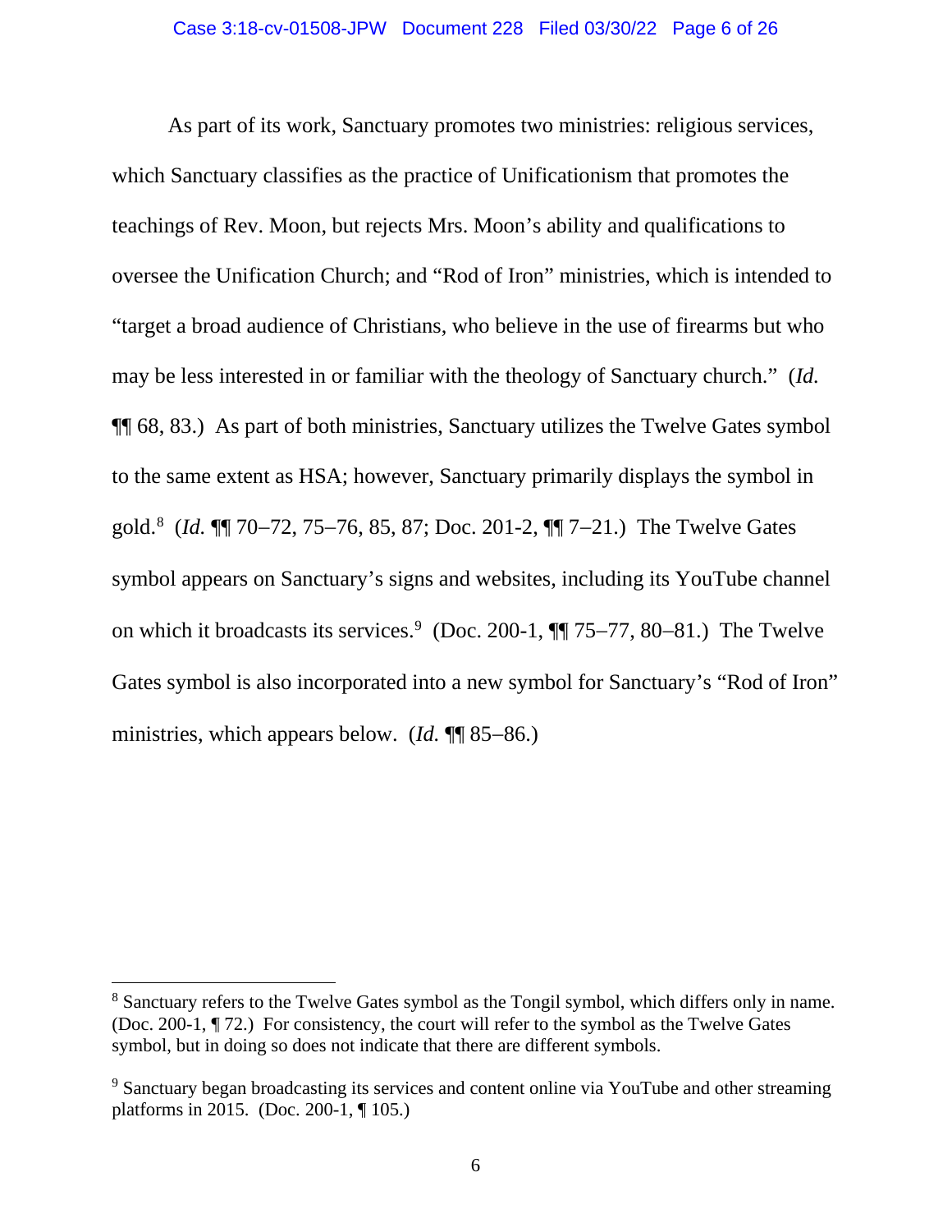As part of its work, Sanctuary promotes two ministries: religious services, which Sanctuary classifies as the practice of Unificationism that promotes the teachings of Rev. Moon, but rejects Mrs. Moon's ability and qualifications to oversee the Unification Church; and "Rod of Iron" ministries, which is intended to "target a broad audience of Christians, who believe in the use of firearms but who may be less interested in or familiar with the theology of Sanctuary church." (*Id.* ¶¶ 68, 83.) As part of both ministries, Sanctuary utilizes the Twelve Gates symbol to the same extent as HSA; however, Sanctuary primarily displays the symbol in gold.[8] (*Id.* ¶¶ 70–72, 75–76, 85, 87; Doc. 201-2, ¶¶ 7–21.) The Twelve Gates symbol appears on Sanctuary's signs and websites, including its YouTube channel on which it broadcasts its services.[9] (Doc. 200-1, ¶¶ 75–77, 80–81.) The Twelve Gates symbol is also incorporated into a new symbol for Sanctuary's "Rod of Iron" ministries, which appears below. (*Id.* ¶¶ 85–86.)

---

[8] Sanctuary refers to the Twelve Gates symbol as the Tongil symbol, which differs only in name. (Doc. 200-1, ¶ 72.) For consistency, the court will refer to the symbol as the Twelve Gates symbol, but in doing so does not indicate that there are different symbols.

[9] Sanctuary began broadcasting its services and content online via YouTube and other streaming platforms in 2015. (Doc. 200-1, ¶ 105.)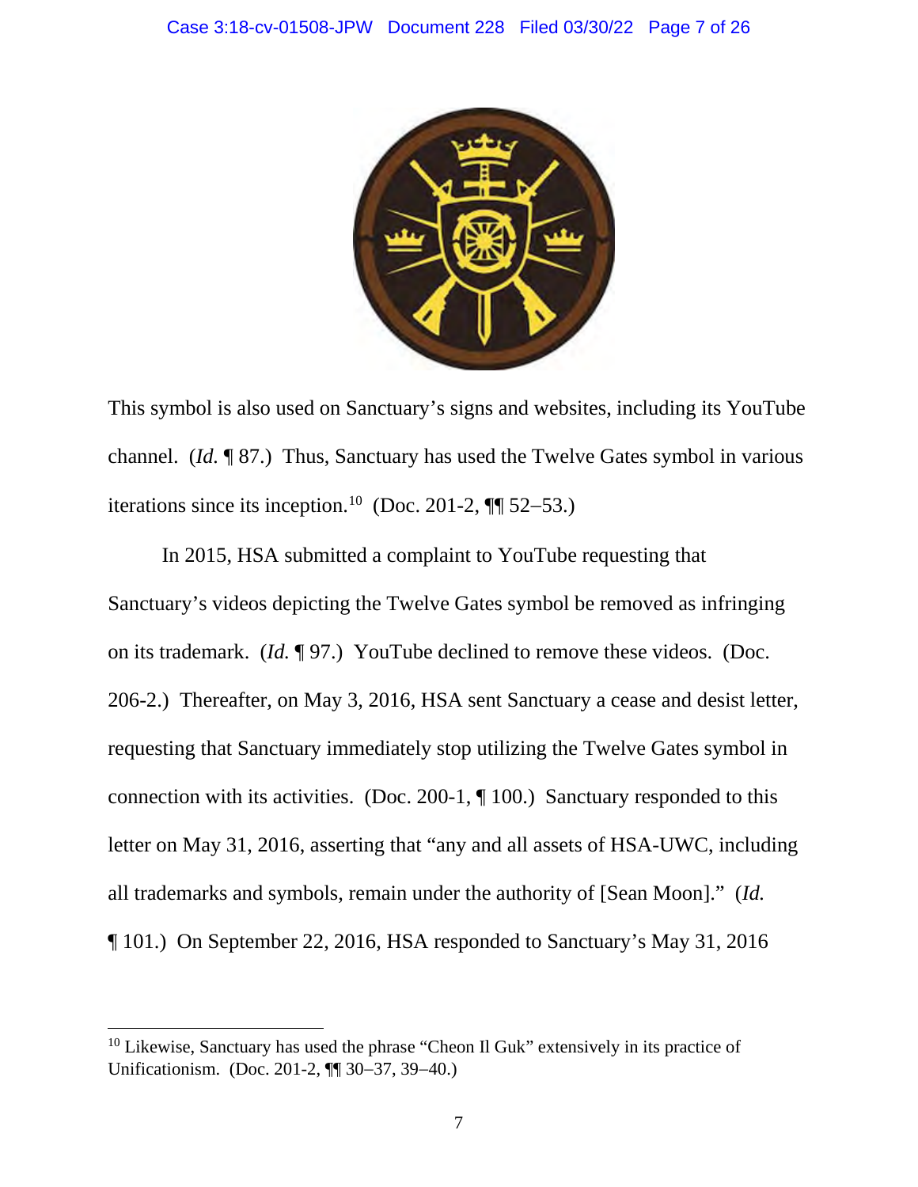This symbol is also used on Sanctuary's signs and websites, including its YouTube channel. (*Id.* ¶ 87.) Thus, Sanctuary has used the Twelve Gates symbol in various iterations since its inception.[10] (Doc. 201-2, ¶¶ 52–53.)

In 2015, HSA submitted a complaint to YouTube requesting that Sanctuary's videos depicting the Twelve Gates symbol be removed as infringing on its trademark. (*Id.* ¶ 97.) YouTube declined to remove these videos. (Doc. 206-2.) Thereafter, on May 3, 2016, HSA sent Sanctuary a cease and desist letter, requesting that Sanctuary immediately stop utilizing the Twelve Gates symbol in connection with its activities. (Doc. 200-1, ¶ 100.) Sanctuary responded to this letter on May 31, 2016, asserting that "any and all assets of HSA-UWC, including all trademarks and symbols, remain under the authority of [Sean Moon]." (*Id.* ¶ 101.) On September 22, 2016, HSA responded to Sanctuary's May 31, 2016

[10] Likewise, Sanctuary has used the phrase "Cheon Il Guk" extensively in its practice of Unificationism. (Doc. 201-2, ¶¶ 30–37, 39–40.)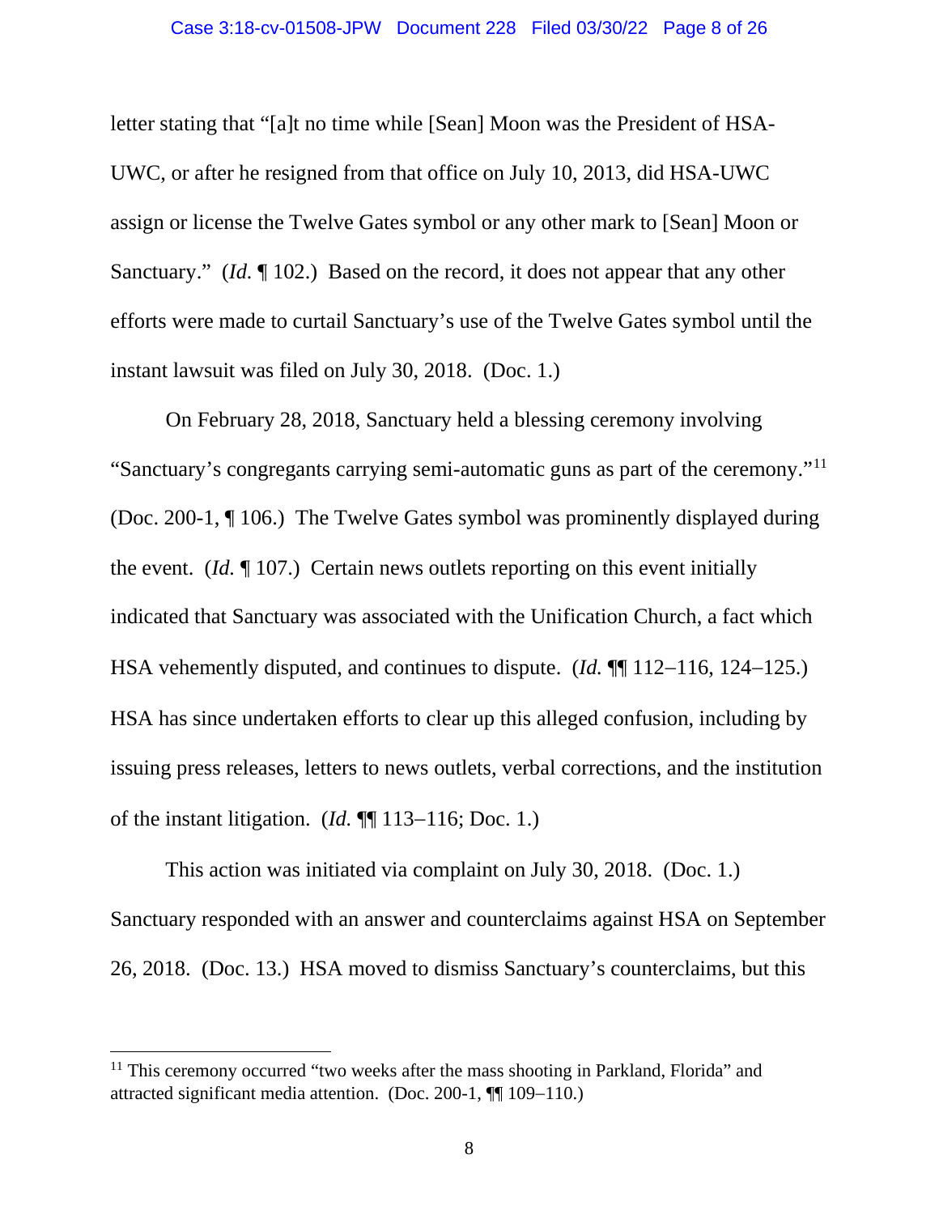letter stating that "[a]t no time while [Sean] Moon was the President of HSA-UWC, or after he resigned from that office on July 10, 2013, did HSA-UWC assign or license the Twelve Gates symbol or any other mark to [Sean] Moon or Sanctuary." (*Id.* ¶ 102.) Based on the record, it does not appear that any other efforts were made to curtail Sanctuary's use of the Twelve Gates symbol until the instant lawsuit was filed on July 30, 2018. (Doc. 1.)

On February 28, 2018, Sanctuary held a blessing ceremony involving "Sanctuary's congregants carrying semi-automatic guns as part of the ceremony."[11] (Doc. 200-1, ¶ 106.) The Twelve Gates symbol was prominently displayed during the event. (*Id.* ¶ 107.) Certain news outlets reporting on this event initially indicated that Sanctuary was associated with the Unification Church, a fact which HSA vehemently disputed, and continues to dispute. (*Id.* ¶¶ 112–116, 124–125.) HSA has since undertaken efforts to clear up this alleged confusion, including by issuing press releases, letters to news outlets, verbal corrections, and the institution of the instant litigation. (*Id.* ¶¶ 113–116; Doc. 1.)

This action was initiated via complaint on July 30, 2018. (Doc. 1.) Sanctuary responded with an answer and counterclaims against HSA on September 26, 2018. (Doc. 13.) HSA moved to dismiss Sanctuary's counterclaims, but this

---

[11] This ceremony occurred "two weeks after the mass shooting in Parkland, Florida" and attracted significant media attention. (Doc. 200-1, ¶¶ 109–110.)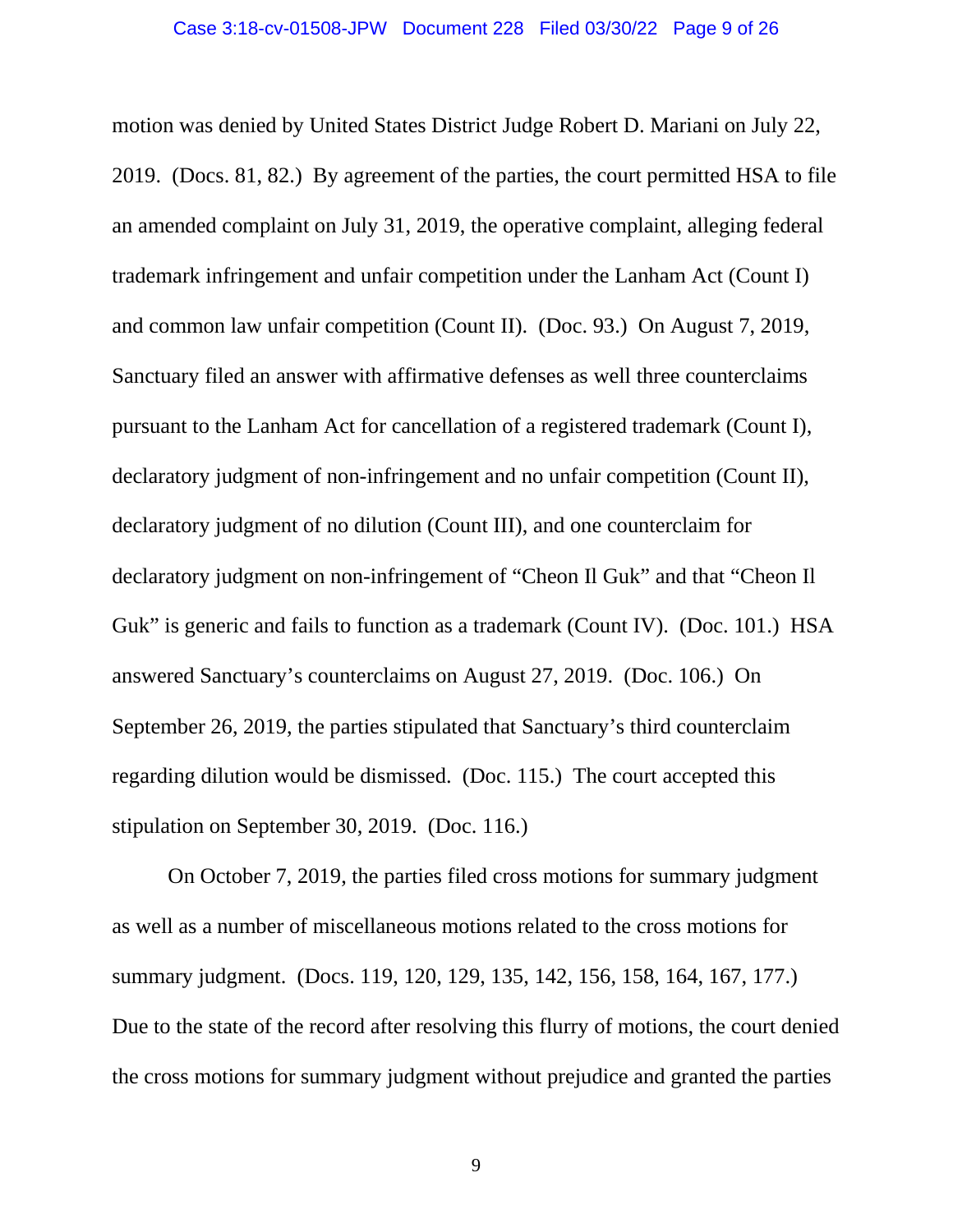motion was denied by United States District Judge Robert D. Mariani on July 22, 2019. (Docs. 81, 82.) By agreement of the parties, the court permitted HSA to file an amended complaint on July 31, 2019, the operative complaint, alleging federal trademark infringement and unfair competition under the Lanham Act (Count I) and common law unfair competition (Count II). (Doc. 93.) On August 7, 2019, Sanctuary filed an answer with affirmative defenses as well three counterclaims pursuant to the Lanham Act for cancellation of a registered trademark (Count I), declaratory judgment of non-infringement and no unfair competition (Count II), declaratory judgment of no dilution (Count III), and one counterclaim for declaratory judgment on non-infringement of "Cheon Il Guk" and that "Cheon Il Guk" is generic and fails to function as a trademark (Count IV). (Doc. 101.) HSA answered Sanctuary's counterclaims on August 27, 2019. (Doc. 106.) On September 26, 2019, the parties stipulated that Sanctuary's third counterclaim regarding dilution would be dismissed. (Doc. 115.) The court accepted this stipulation on September 30, 2019. (Doc. 116.)

On October 7, 2019, the parties filed cross motions for summary judgment as well as a number of miscellaneous motions related to the cross motions for summary judgment. (Docs. 119, 120, 129, 135, 142, 156, 158, 164, 167, 177.) Due to the state of the record after resolving this flurry of motions, the court denied the cross motions for summary judgment without prejudice and granted the parties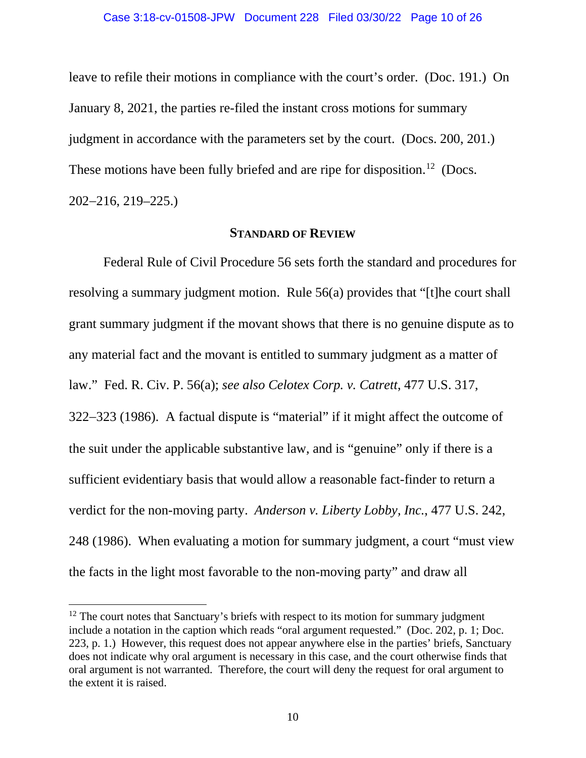leave to refile their motions in compliance with the court's order. (Doc. 191.) On January 8, 2021, the parties re-filed the instant cross motions for summary judgment in accordance with the parameters set by the court. (Docs. 200, 201.) These motions have been fully briefed and are ripe for disposition.[12] (Docs. 202–216, 219–225.)

## STANDARD OF REVIEW

Federal Rule of Civil Procedure 56 sets forth the standard and procedures for resolving a summary judgment motion. Rule 56(a) provides that "[t]he court shall grant summary judgment if the movant shows that there is no genuine dispute as to any material fact and the movant is entitled to summary judgment as a matter of law." Fed. R. Civ. P. 56(a); *see also Celotex Corp. v. Catrett*, 477 U.S. 317, 322–323 (1986). A factual dispute is "material" if it might affect the outcome of the suit under the applicable substantive law, and is "genuine" only if there is a sufficient evidentiary basis that would allow a reasonable fact-finder to return a verdict for the non-moving party. *Anderson v. Liberty Lobby, Inc.*, 477 U.S. 242, 248 (1986). When evaluating a motion for summary judgment, a court "must view the facts in the light most favorable to the non-moving party" and draw all

[12] The court notes that Sanctuary's briefs with respect to its motion for summary judgment include a notation in the caption which reads "oral argument requested." (Doc. 202, p. 1; Doc. 223, p. 1.) However, this request does not appear anywhere else in the parties' briefs, Sanctuary does not indicate why oral argument is necessary in this case, and the court otherwise finds that oral argument is not warranted. Therefore, the court will deny the request for oral argument to the extent it is raised.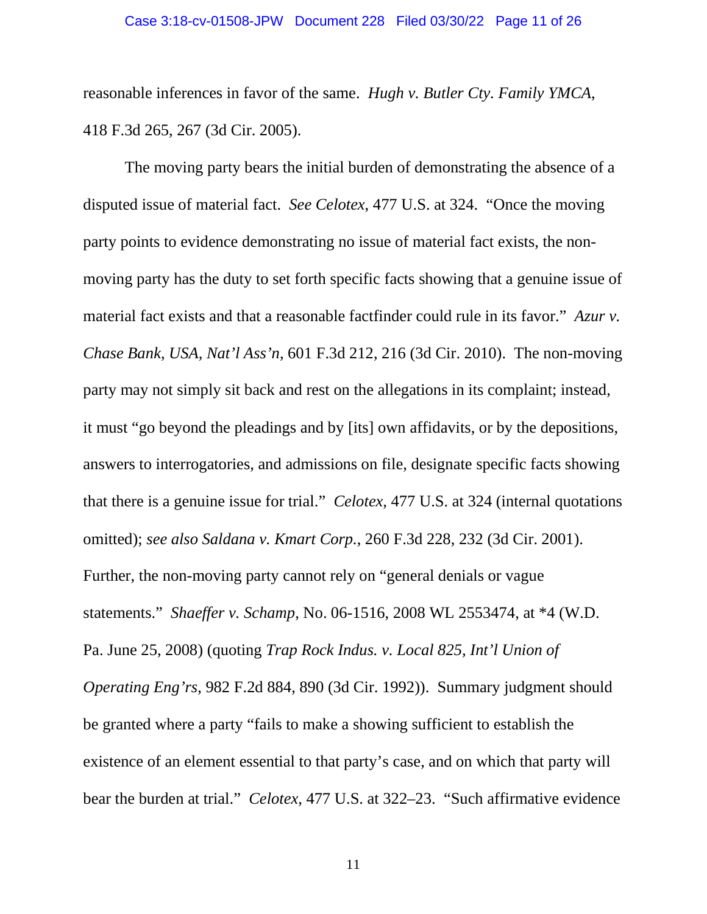reasonable inferences in favor of the same. *Hugh v. Butler Cty. Family YMCA*, 418 F.3d 265, 267 (3d Cir. 2005).

The moving party bears the initial burden of demonstrating the absence of a disputed issue of material fact. *See Celotex*, 477 U.S. at 324. "Once the moving party points to evidence demonstrating no issue of material fact exists, the non-moving party has the duty to set forth specific facts showing that a genuine issue of material fact exists and that a reasonable factfinder could rule in its favor." *Azur v. Chase Bank, USA, Nat'l Ass'n*, 601 F.3d 212, 216 (3d Cir. 2010). The non-moving party may not simply sit back and rest on the allegations in its complaint; instead, it must "go beyond the pleadings and by [its] own affidavits, or by the depositions, answers to interrogatories, and admissions on file, designate specific facts showing that there is a genuine issue for trial." *Celotex*, 477 U.S. at 324 (internal quotations omitted); *see also Saldana v. Kmart Corp.*, 260 F.3d 228, 232 (3d Cir. 2001). Further, the non-moving party cannot rely on "general denials or vague statements." *Shaeffer v. Schamp*, No. 06-1516, 2008 WL 2553474, at *4 (W.D. Pa. June 25, 2008) (quoting *Trap Rock Indus. v. Local 825, Int'l Union of Operating Eng'rs*, 982 F.2d 884, 890 (3d Cir. 1992)). Summary judgment should be granted where a party "fails to make a showing sufficient to establish the existence of an element essential to that party's case, and on which that party will bear the burden at trial." *Celotex*, 477 U.S. at 322–23. "Such affirmative evidence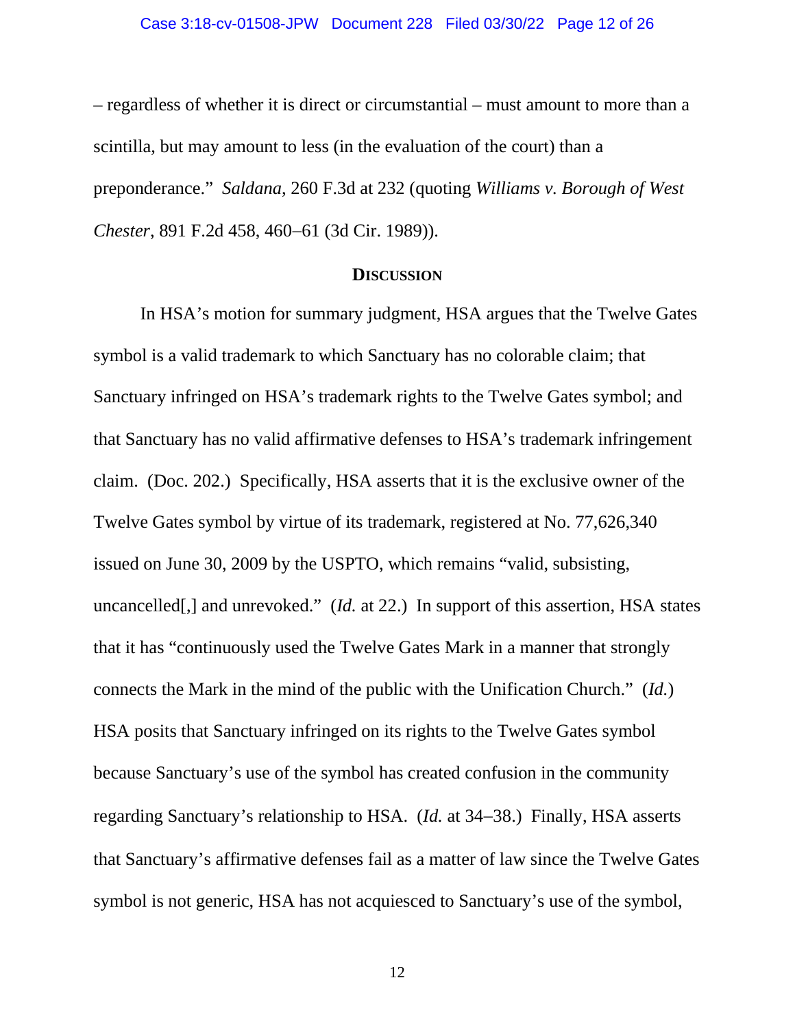– regardless of whether it is direct or circumstantial – must amount to more than a scintilla, but may amount to less (in the evaluation of the court) than a preponderance." *Saldana*, 260 F.3d at 232 (quoting *Williams v. Borough of West Chester*, 891 F.2d 458, 460–61 (3d Cir. 1989)).

## **DISCUSSION**

In HSA's motion for summary judgment, HSA argues that the Twelve Gates symbol is a valid trademark to which Sanctuary has no colorable claim; that Sanctuary infringed on HSA's trademark rights to the Twelve Gates symbol; and that Sanctuary has no valid affirmative defenses to HSA's trademark infringement claim. (Doc. 202.) Specifically, HSA asserts that it is the exclusive owner of the Twelve Gates symbol by virtue of its trademark, registered at No. 77,626,340 issued on June 30, 2009 by the USPTO, which remains "valid, subsisting, uncancelled[,] and unrevoked." (*Id.* at 22.) In support of this assertion, HSA states that it has "continuously used the Twelve Gates Mark in a manner that strongly connects the Mark in the mind of the public with the Unification Church." (*Id.*) HSA posits that Sanctuary infringed on its rights to the Twelve Gates symbol because Sanctuary's use of the symbol has created confusion in the community regarding Sanctuary's relationship to HSA. (*Id.* at 34–38.) Finally, HSA asserts that Sanctuary's affirmative defenses fail as a matter of law since the Twelve Gates symbol is not generic, HSA has not acquiesced to Sanctuary's use of the symbol,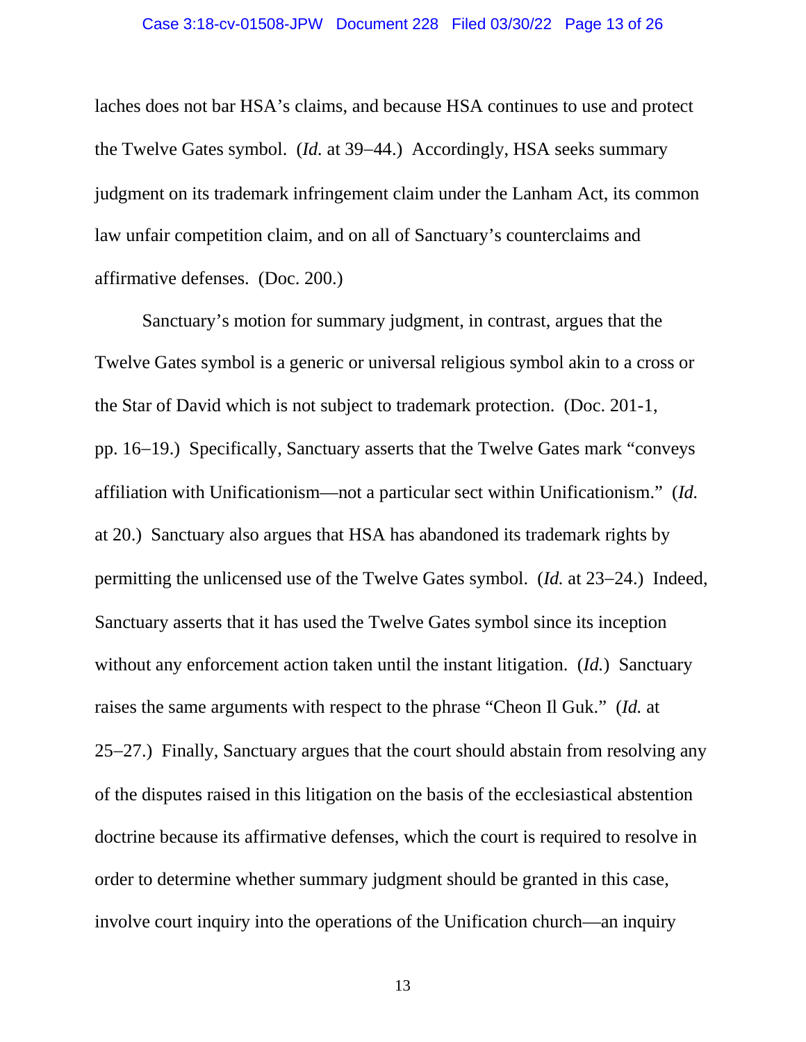laches does not bar HSA's claims, and because HSA continues to use and protect the Twelve Gates symbol. (*Id.* at 39–44.) Accordingly, HSA seeks summary judgment on its trademark infringement claim under the Lanham Act, its common law unfair competition claim, and on all of Sanctuary's counterclaims and affirmative defenses. (Doc. 200.)

Sanctuary's motion for summary judgment, in contrast, argues that the Twelve Gates symbol is a generic or universal religious symbol akin to a cross or the Star of David which is not subject to trademark protection. (Doc. 201-1, pp. 16–19.) Specifically, Sanctuary asserts that the Twelve Gates mark "conveys affiliation with Unificationism—not a particular sect within Unificationism." (*Id.* at 20.) Sanctuary also argues that HSA has abandoned its trademark rights by permitting the unlicensed use of the Twelve Gates symbol. (*Id.* at 23–24.) Indeed, Sanctuary asserts that it has used the Twelve Gates symbol since its inception without any enforcement action taken until the instant litigation. (*Id.*) Sanctuary raises the same arguments with respect to the phrase "Cheon Il Guk." (*Id.* at 25–27.) Finally, Sanctuary argues that the court should abstain from resolving any of the disputes raised in this litigation on the basis of the ecclesiastical abstention doctrine because its affirmative defenses, which the court is required to resolve in order to determine whether summary judgment should be granted in this case, involve court inquiry into the operations of the Unification church—an inquiry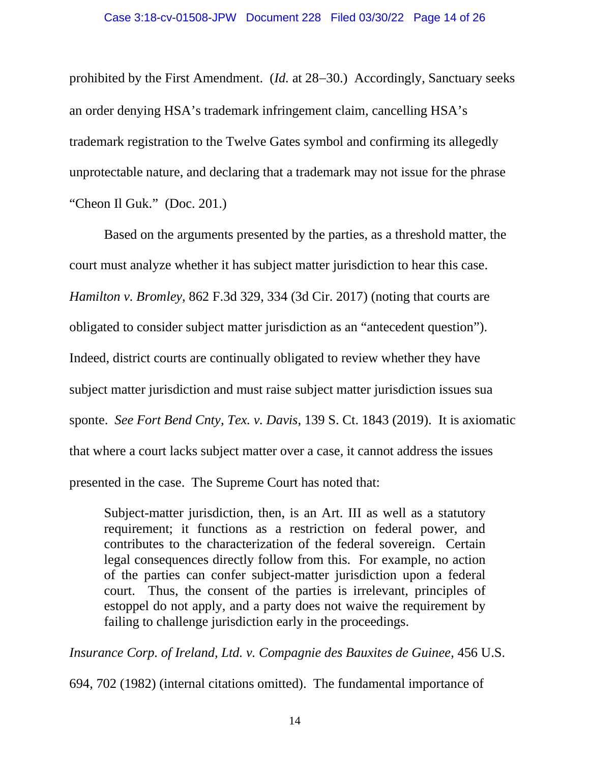prohibited by the First Amendment. (*Id.* at 28–30.) Accordingly, Sanctuary seeks an order denying HSA's trademark infringement claim, cancelling HSA's trademark registration to the Twelve Gates symbol and confirming its allegedly unprotectable nature, and declaring that a trademark may not issue for the phrase "Cheon Il Guk." (Doc. 201.)

Based on the arguments presented by the parties, as a threshold matter, the court must analyze whether it has subject matter jurisdiction to hear this case. *Hamilton v. Bromley*, 862 F.3d 329, 334 (3d Cir. 2017) (noting that courts are obligated to consider subject matter jurisdiction as an "antecedent question"). Indeed, district courts are continually obligated to review whether they have subject matter jurisdiction and must raise subject matter jurisdiction issues sua sponte. *See Fort Bend Cnty, Tex. v. Davis*, 139 S. Ct. 1843 (2019). It is axiomatic that where a court lacks subject matter over a case, it cannot address the issues presented in the case. The Supreme Court has noted that:

> Subject-matter jurisdiction, then, is an Art. III as well as a statutory requirement; it functions as a restriction on federal power, and contributes to the characterization of the federal sovereign. Certain legal consequences directly follow from this. For example, no action of the parties can confer subject-matter jurisdiction upon a federal court. Thus, the consent of the parties is irrelevant, principles of estoppel do not apply, and a party does not waive the requirement by failing to challenge jurisdiction early in the proceedings.

*Insurance Corp. of Ireland, Ltd. v. Compagnie des Bauxites de Guinee*, 456 U.S. 694, 702 (1982) (internal citations omitted). The fundamental importance of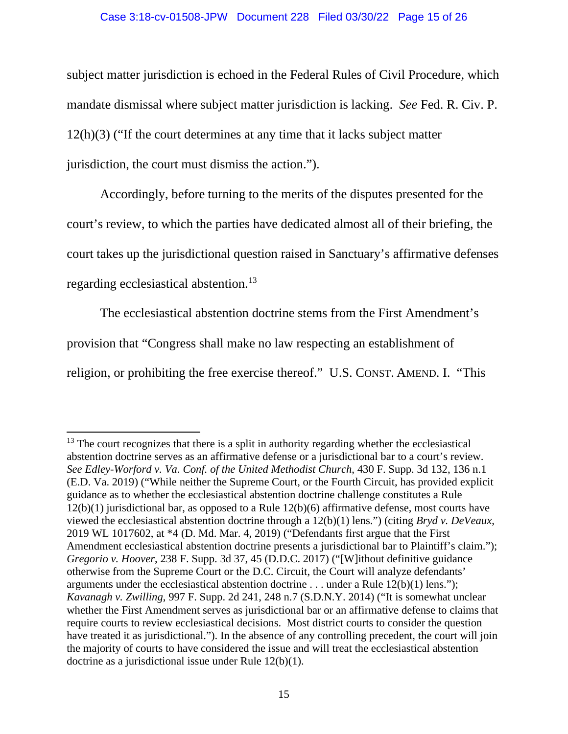subject matter jurisdiction is echoed in the Federal Rules of Civil Procedure, which mandate dismissal where subject matter jurisdiction is lacking. *See* Fed. R. Civ. P. 12(h)(3) ("If the court determines at any time that it lacks subject matter jurisdiction, the court must dismiss the action.").

Accordingly, before turning to the merits of the disputes presented for the court's review, to which the parties have dedicated almost all of their briefing, the court takes up the jurisdictional question raised in Sanctuary's affirmative defenses regarding ecclesiastical abstention.[13]

The ecclesiastical abstention doctrine stems from the First Amendment's provision that "Congress shall make no law respecting an establishment of religion, or prohibiting the free exercise thereof." U.S. CONST. AMEND. I. "This

---

[13] The court recognizes that there is a split in authority regarding whether the ecclesiastical abstention doctrine serves as an affirmative defense or a jurisdictional bar to a court's review. *See Edley-Worford v. Va. Conf. of the United Methodist Church*, 430 F. Supp. 3d 132, 136 n.1 (E.D. Va. 2019) ("While neither the Supreme Court, or the Fourth Circuit, has provided explicit guidance as to whether the ecclesiastical abstention doctrine challenge constitutes a Rule 12(b)(1) jurisdictional bar, as opposed to a Rule 12(b)(6) affirmative defense, most courts have viewed the ecclesiastical abstention doctrine through a 12(b)(1) lens.") (citing *Bryd v. DeVeaux*, 2019 WL 1017602, at *4 (D. Md. Mar. 4, 2019) ("Defendants first argue that the First Amendment ecclesiastical abstention doctrine presents a jurisdictional bar to Plaintiff's claim."); *Gregorio v. Hoover*, 238 F. Supp. 3d 37, 45 (D.D.C. 2017) ("[W]ithout definitive guidance otherwise from the Supreme Court or the D.C. Circuit, the Court will analyze defendants' arguments under the ecclesiastical abstention doctrine . . . under a Rule 12(b)(1) lens."); *Kavanagh v. Zwilling*, 997 F. Supp. 2d 241, 248 n.7 (S.D.N.Y. 2014) ("It is somewhat unclear whether the First Amendment serves as jurisdictional bar or an affirmative defense to claims that require courts to review ecclesiastical decisions. Most district courts to consider the question have treated it as jurisdictional."). In the absence of any controlling precedent, the court will join the majority of courts to have considered the issue and will treat the ecclesiastical abstention doctrine as a jurisdictional issue under Rule 12(b)(1).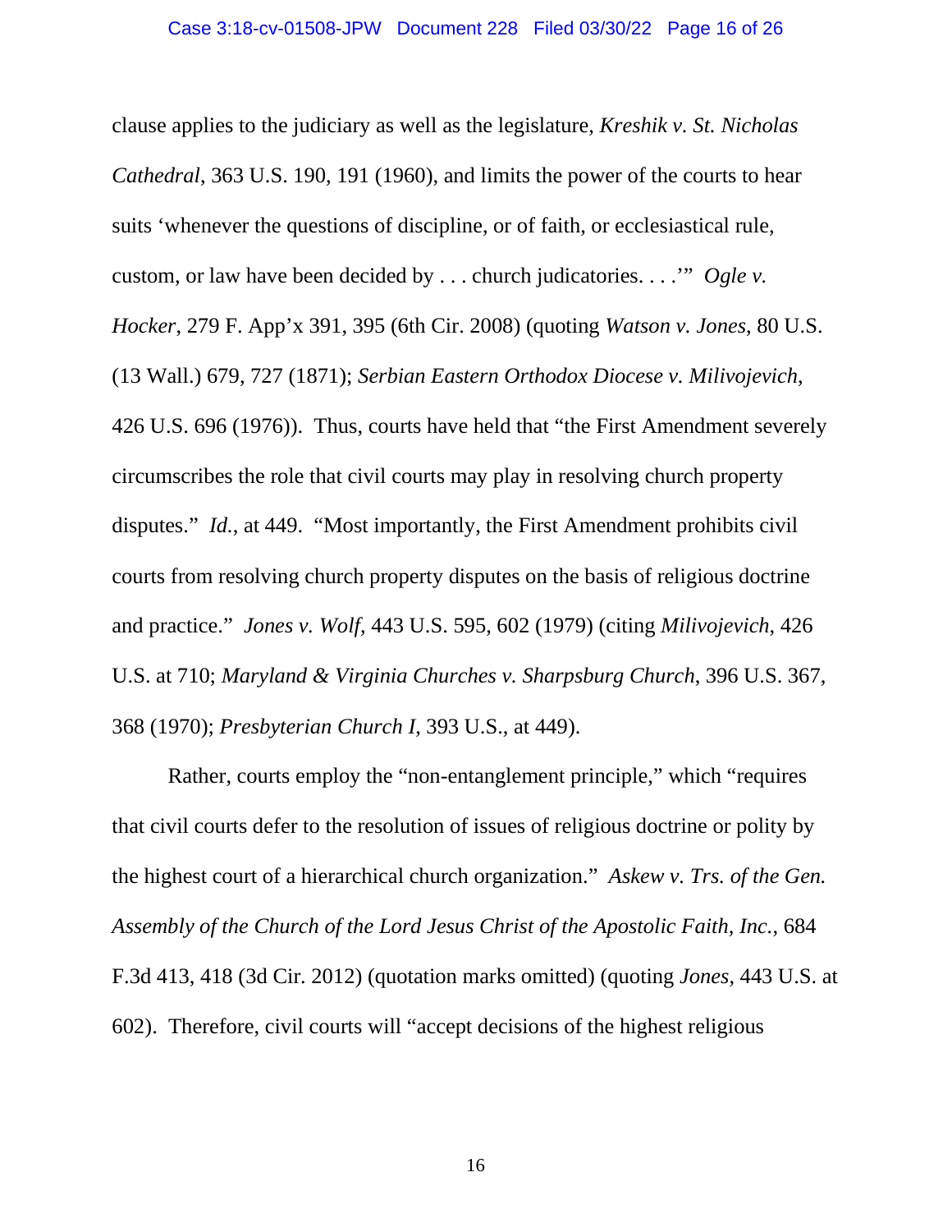clause applies to the judiciary as well as the legislature, *Kreshik v. St. Nicholas Cathedral*, 363 U.S. 190, 191 (1960), and limits the power of the courts to hear suits 'whenever the questions of discipline, or of faith, or ecclesiastical rule, custom, or law have been decided by . . . church judicatories. . . .'" *Ogle v. Hocker*, 279 F. App'x 391, 395 (6th Cir. 2008) (quoting *Watson v. Jones*, 80 U.S. (13 Wall.) 679, 727 (1871); *Serbian Eastern Orthodox Diocese v. Milivojevich*, 426 U.S. 696 (1976)). Thus, courts have held that "the First Amendment severely circumscribes the role that civil courts may play in resolving church property disputes." *Id.*, at 449. "Most importantly, the First Amendment prohibits civil courts from resolving church property disputes on the basis of religious doctrine and practice." *Jones v. Wolf*, 443 U.S. 595, 602 (1979) (citing *Milivojevich*, 426 U.S. at 710; *Maryland & Virginia Churches v. Sharpsburg Church*, 396 U.S. 367, 368 (1970); *Presbyterian Church I*, 393 U.S., at 449).

Rather, courts employ the "non-entanglement principle," which "requires that civil courts defer to the resolution of issues of religious doctrine or polity by the highest court of a hierarchical church organization." *Askew v. Trs. of the Gen. Assembly of the Church of the Lord Jesus Christ of the Apostolic Faith, Inc.*, 684 F.3d 413, 418 (3d Cir. 2012) (quotation marks omitted) (quoting *Jones*, 443 U.S. at 602). Therefore, civil courts will "accept decisions of the highest religious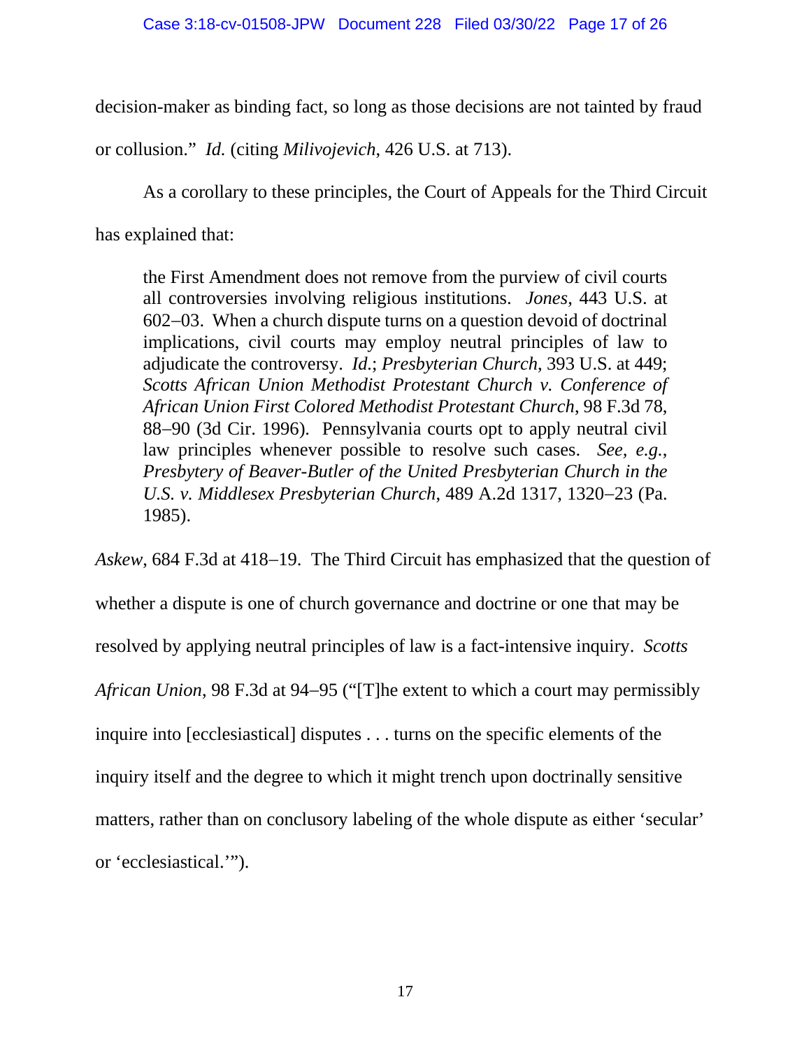decision-maker as binding fact, so long as those decisions are not tainted by fraud or collusion." *Id.* (citing *Milivojevich*, 426 U.S. at 713).

As a corollary to these principles, the Court of Appeals for the Third Circuit has explained that:

> the First Amendment does not remove from the purview of civil courts all controversies involving religious institutions. *Jones*, 443 U.S. at 602–03. When a church dispute turns on a question devoid of doctrinal implications, civil courts may employ neutral principles of law to adjudicate the controversy. *Id.*; *Presbyterian Church*, 393 U.S. at 449; *Scotts African Union Methodist Protestant Church v. Conference of African Union First Colored Methodist Protestant Church*, 98 F.3d 78, 88–90 (3d Cir. 1996). Pennsylvania courts opt to apply neutral civil law principles whenever possible to resolve such cases. *See, e.g.*, *Presbytery of Beaver-Butler of the United Presbyterian Church in the U.S. v. Middlesex Presbyterian Church*, 489 A.2d 1317, 1320–23 (Pa. 1985).

*Askew*, 684 F.3d at 418–19. The Third Circuit has emphasized that the question of whether a dispute is one of church governance and doctrine or one that may be resolved by applying neutral principles of law is a fact-intensive inquiry. *Scotts African Union*, 98 F.3d at 94–95 ("[T]he extent to which a court may permissibly inquire into [ecclesiastical] disputes . . . turns on the specific elements of the inquiry itself and the degree to which it might trench upon doctrinally sensitive matters, rather than on conclusory labeling of the whole dispute as either 'secular' or 'ecclesiastical.'").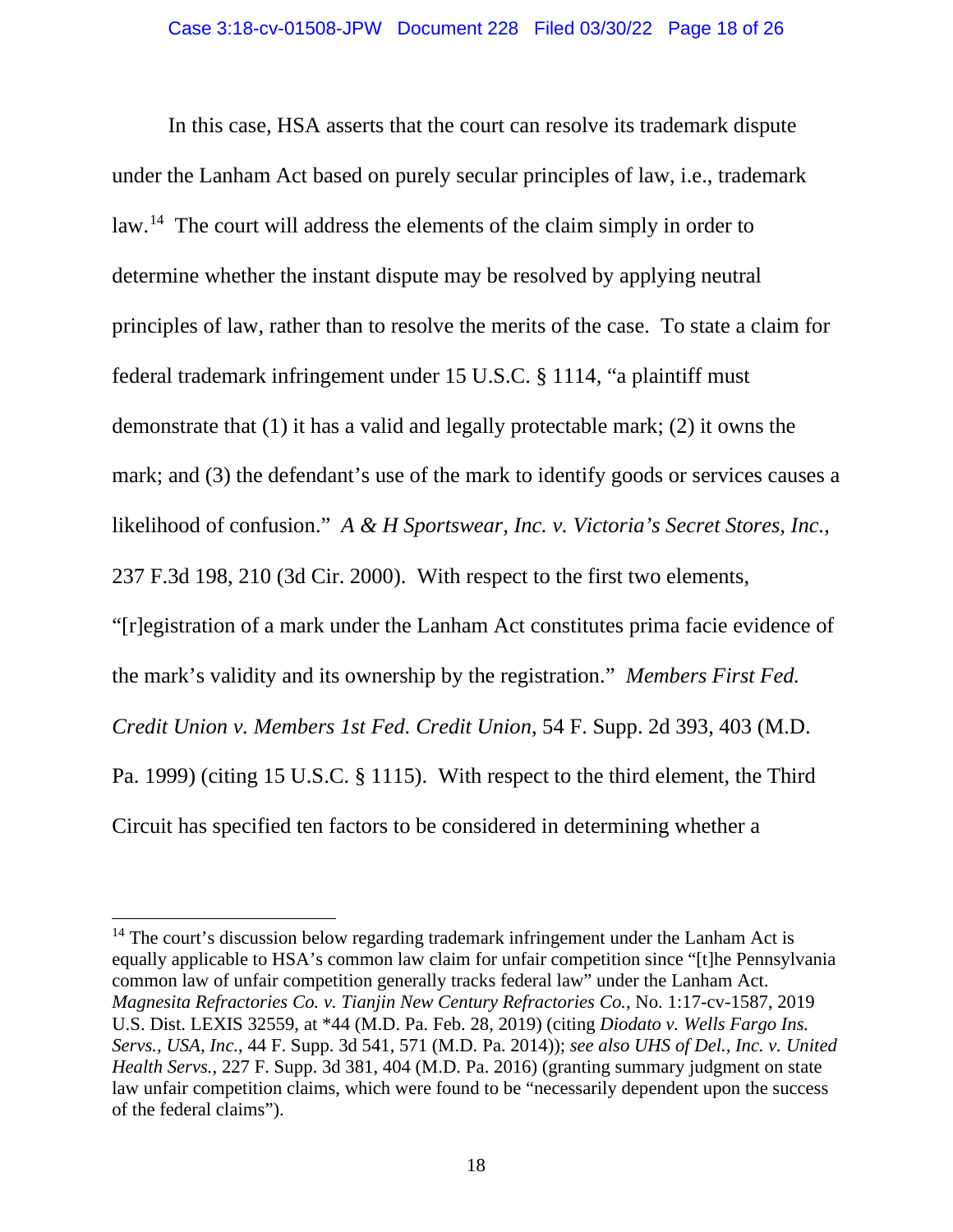In this case, HSA asserts that the court can resolve its trademark dispute under the Lanham Act based on purely secular principles of law, i.e., trademark law.[14] The court will address the elements of the claim simply in order to determine whether the instant dispute may be resolved by applying neutral principles of law, rather than to resolve the merits of the case. To state a claim for federal trademark infringement under 15 U.S.C. § 1114, "a plaintiff must demonstrate that (1) it has a valid and legally protectable mark; (2) it owns the mark; and (3) the defendant's use of the mark to identify goods or services causes a likelihood of confusion." *A & H Sportswear, Inc. v. Victoria's Secret Stores, Inc.*, 237 F.3d 198, 210 (3d Cir. 2000). With respect to the first two elements, "[r]egistration of a mark under the Lanham Act constitutes prima facie evidence of the mark's validity and its ownership by the registration." *Members First Fed. Credit Union v. Members 1st Fed. Credit Union*, 54 F. Supp. 2d 393, 403 (M.D. Pa. 1999) (citing 15 U.S.C. § 1115). With respect to the third element, the Third Circuit has specified ten factors to be considered in determining whether a

---

[14] The court's discussion below regarding trademark infringement under the Lanham Act is equally applicable to HSA's common law claim for unfair competition since "[t]he Pennsylvania common law of unfair competition generally tracks federal law" under the Lanham Act. *Magnesita Refractories Co. v. Tianjin New Century Refractories Co.*, No. 1:17-cv-1587, 2019 U.S. Dist. LEXIS 32559, at *44 (M.D. Pa. Feb. 28, 2019) (citing *Diodato v. Wells Fargo Ins. Servs., USA, Inc.*, 44 F. Supp. 3d 541, 571 (M.D. Pa. 2014)); *see also UHS of Del., Inc. v. United Health Servs.*, 227 F. Supp. 3d 381, 404 (M.D. Pa. 2016) (granting summary judgment on state law unfair competition claims, which were found to be "necessarily dependent upon the success of the federal claims").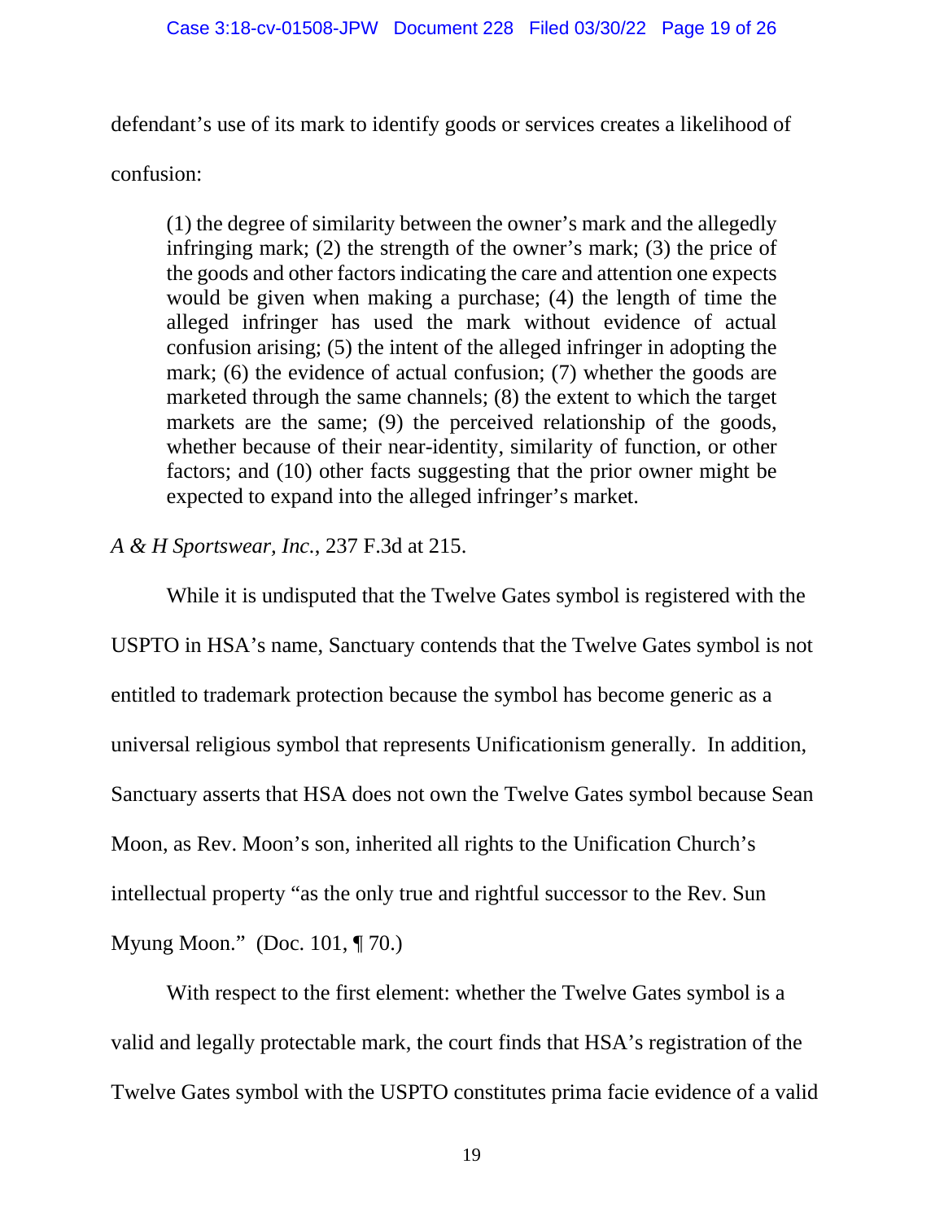defendant's use of its mark to identify goods or services creates a likelihood of confusion:

> (1) the degree of similarity between the owner's mark and the allegedly infringing mark; (2) the strength of the owner's mark; (3) the price of the goods and other factors indicating the care and attention one expects would be given when making a purchase; (4) the length of time the alleged infringer has used the mark without evidence of actual confusion arising; (5) the intent of the alleged infringer in adopting the mark; (6) the evidence of actual confusion; (7) whether the goods are marketed through the same channels; (8) the extent to which the target markets are the same; (9) the perceived relationship of the goods, whether because of their near-identity, similarity of function, or other factors; and (10) other facts suggesting that the prior owner might be expected to expand into the alleged infringer's market.

*A & H Sportswear, Inc.*, 237 F.3d at 215.

While it is undisputed that the Twelve Gates symbol is registered with the USPTO in HSA's name, Sanctuary contends that the Twelve Gates symbol is not entitled to trademark protection because the symbol has become generic as a universal religious symbol that represents Unificationism generally. In addition, Sanctuary asserts that HSA does not own the Twelve Gates symbol because Sean Moon, as Rev. Moon's son, inherited all rights to the Unification Church's intellectual property "as the only true and rightful successor to the Rev. Sun Myung Moon." (Doc. 101, ¶ 70.)

With respect to the first element: whether the Twelve Gates symbol is a valid and legally protectable mark, the court finds that HSA's registration of the Twelve Gates symbol with the USPTO constitutes prima facie evidence of a valid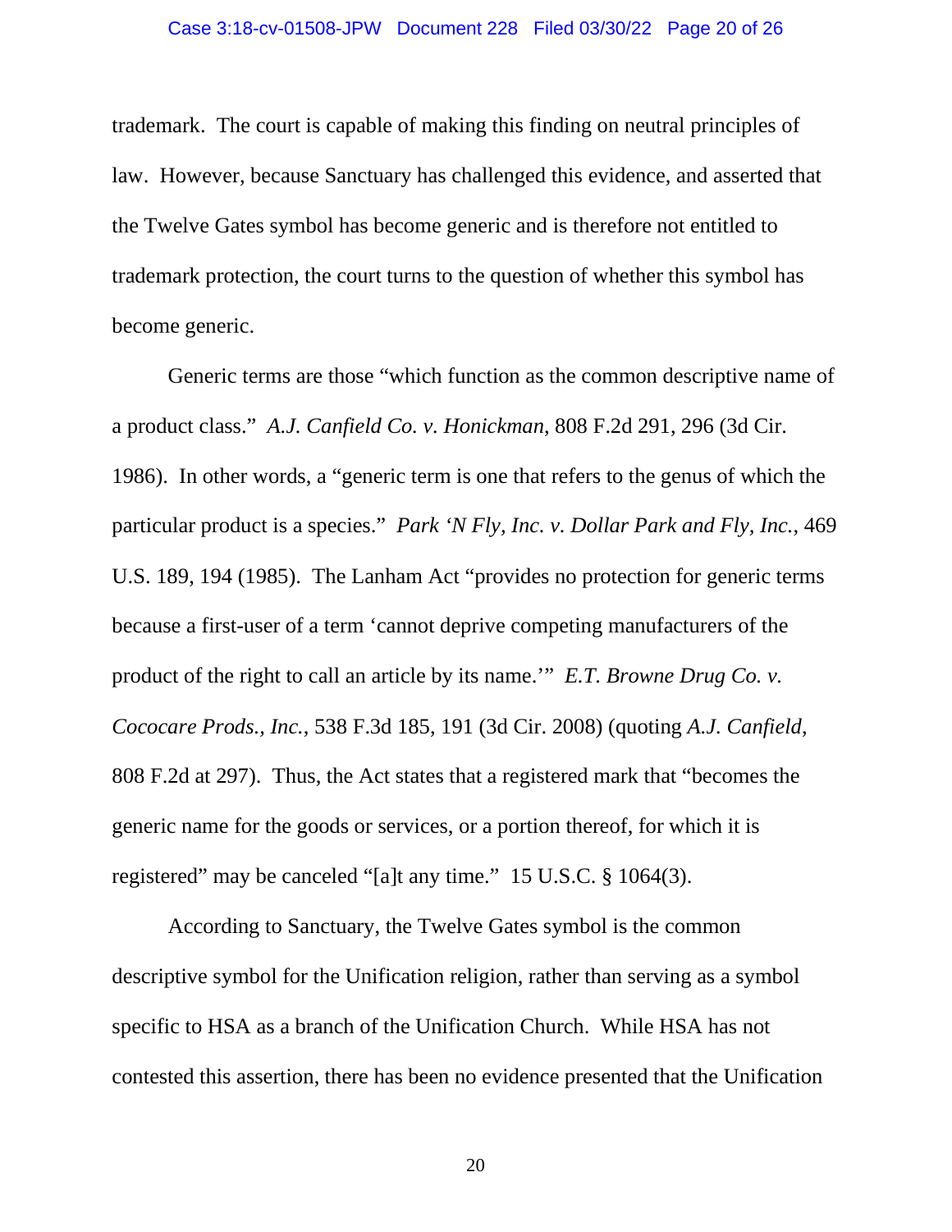trademark. The court is capable of making this finding on neutral principles of law. However, because Sanctuary has challenged this evidence, and asserted that the Twelve Gates symbol has become generic and is therefore not entitled to trademark protection, the court turns to the question of whether this symbol has become generic.

Generic terms are those "which function as the common descriptive name of a product class." *A.J. Canfield Co. v. Honickman*, 808 F.2d 291, 296 (3d Cir. 1986). In other words, a "generic term is one that refers to the genus of which the particular product is a species." *Park 'N Fly, Inc. v. Dollar Park and Fly, Inc.*, 469 U.S. 189, 194 (1985). The Lanham Act "provides no protection for generic terms because a first-user of a term 'cannot deprive competing manufacturers of the product of the right to call an article by its name.'" *E.T. Browne Drug Co. v. Cococare Prods., Inc.*, 538 F.3d 185, 191 (3d Cir. 2008) (quoting *A.J. Canfield*, 808 F.2d at 297). Thus, the Act states that a registered mark that "becomes the generic name for the goods or services, or a portion thereof, for which it is registered" may be canceled "[a]t any time." 15 U.S.C. § 1064(3).

According to Sanctuary, the Twelve Gates symbol is the common descriptive symbol for the Unification religion, rather than serving as a symbol specific to HSA as a branch of the Unification Church. While HSA has not contested this assertion, there has been no evidence presented that the Unification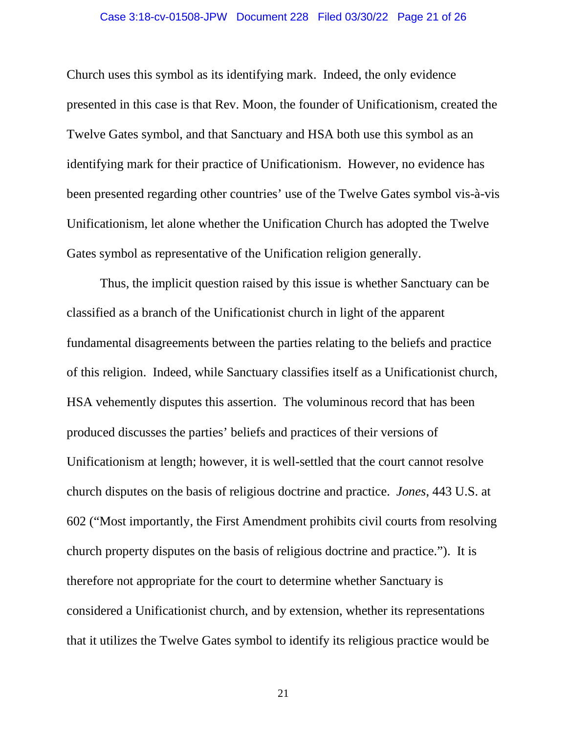Church uses this symbol as its identifying mark. Indeed, the only evidence presented in this case is that Rev. Moon, the founder of Unificationism, created the Twelve Gates symbol, and that Sanctuary and HSA both use this symbol as an identifying mark for their practice of Unificationism. However, no evidence has been presented regarding other countries' use of the Twelve Gates symbol vis-à-vis Unificationism, let alone whether the Unification Church has adopted the Twelve Gates symbol as representative of the Unification religion generally.

Thus, the implicit question raised by this issue is whether Sanctuary can be classified as a branch of the Unificationist church in light of the apparent fundamental disagreements between the parties relating to the beliefs and practice of this religion. Indeed, while Sanctuary classifies itself as a Unificationist church, HSA vehemently disputes this assertion. The voluminous record that has been produced discusses the parties' beliefs and practices of their versions of Unificationism at length; however, it is well-settled that the court cannot resolve church disputes on the basis of religious doctrine and practice. *Jones*, 443 U.S. at 602 ("Most importantly, the First Amendment prohibits civil courts from resolving church property disputes on the basis of religious doctrine and practice."). It is therefore not appropriate for the court to determine whether Sanctuary is considered a Unificationist church, and by extension, whether its representations that it utilizes the Twelve Gates symbol to identify its religious practice would be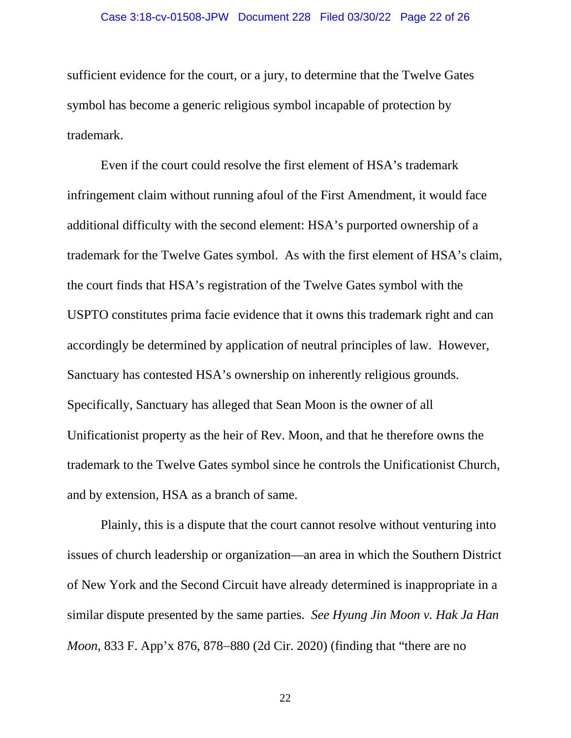sufficient evidence for the court, or a jury, to determine that the Twelve Gates symbol has become a generic religious symbol incapable of protection by trademark.

Even if the court could resolve the first element of HSA's trademark infringement claim without running afoul of the First Amendment, it would face additional difficulty with the second element: HSA's purported ownership of a trademark for the Twelve Gates symbol. As with the first element of HSA's claim, the court finds that HSA's registration of the Twelve Gates symbol with the USPTO constitutes prima facie evidence that it owns this trademark right and can accordingly be determined by application of neutral principles of law. However, Sanctuary has contested HSA's ownership on inherently religious grounds. Specifically, Sanctuary has alleged that Sean Moon is the owner of all Unificationist property as the heir of Rev. Moon, and that he therefore owns the trademark to the Twelve Gates symbol since he controls the Unificationist Church, and by extension, HSA as a branch of same.

Plainly, this is a dispute that the court cannot resolve without venturing into issues of church leadership or organization—an area in which the Southern District of New York and the Second Circuit have already determined is inappropriate in a similar dispute presented by the same parties. *See Hyung Jin Moon v. Hak Ja Han Moon*, 833 F. App'x 876, 878–880 (2d Cir. 2020) (finding that "there are no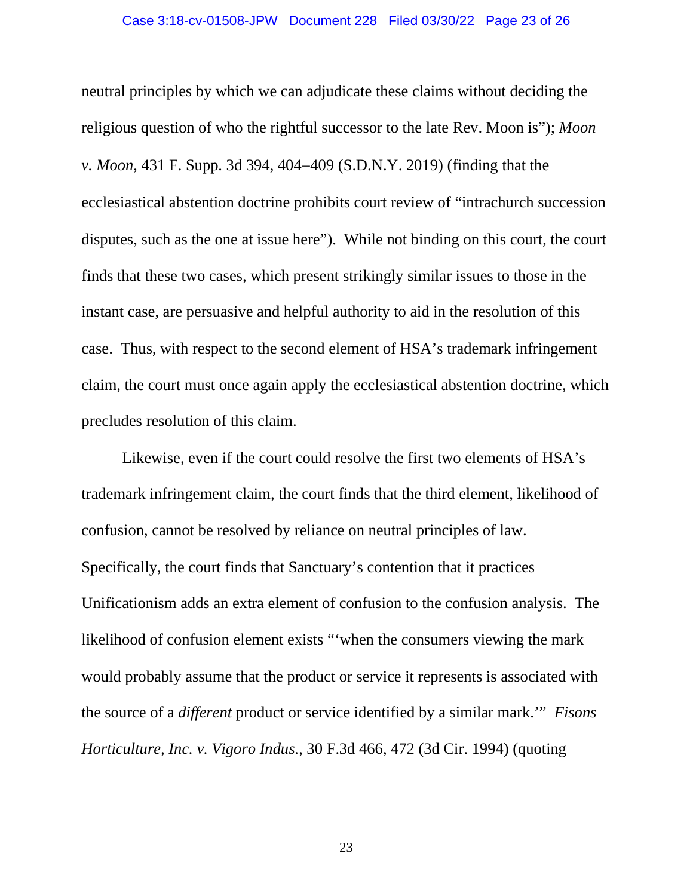neutral principles by which we can adjudicate these claims without deciding the religious question of who the rightful successor to the late Rev. Moon is"); *Moon v. Moon*, 431 F. Supp. 3d 394, 404–409 (S.D.N.Y. 2019) (finding that the ecclesiastical abstention doctrine prohibits court review of "intrachurch succession disputes, such as the one at issue here"). While not binding on this court, the court finds that these two cases, which present strikingly similar issues to those in the instant case, are persuasive and helpful authority to aid in the resolution of this case. Thus, with respect to the second element of HSA's trademark infringement claim, the court must once again apply the ecclesiastical abstention doctrine, which precludes resolution of this claim.

Likewise, even if the court could resolve the first two elements of HSA's trademark infringement claim, the court finds that the third element, likelihood of confusion, cannot be resolved by reliance on neutral principles of law. Specifically, the court finds that Sanctuary's contention that it practices Unificationism adds an extra element of confusion to the confusion analysis. The likelihood of confusion element exists "'when the consumers viewing the mark would probably assume that the product or service it represents is associated with the source of a *different* product or service identified by a similar mark.'" *Fisons Horticulture, Inc. v. Vigoro Indus.*, 30 F.3d 466, 472 (3d Cir. 1994) (quoting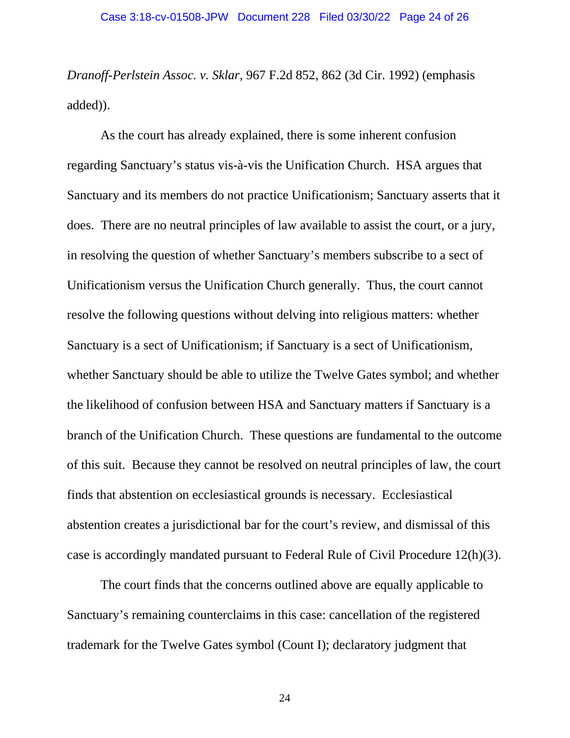*Dranoff-Perlstein Assoc. v. Sklar*, 967 F.2d 852, 862 (3d Cir. 1992) (emphasis added)).

As the court has already explained, there is some inherent confusion regarding Sanctuary's status vis-à-vis the Unification Church. HSA argues that Sanctuary and its members do not practice Unificationism; Sanctuary asserts that it does. There are no neutral principles of law available to assist the court, or a jury, in resolving the question of whether Sanctuary's members subscribe to a sect of Unificationism versus the Unification Church generally. Thus, the court cannot resolve the following questions without delving into religious matters: whether Sanctuary is a sect of Unificationism; if Sanctuary is a sect of Unificationism, whether Sanctuary should be able to utilize the Twelve Gates symbol; and whether the likelihood of confusion between HSA and Sanctuary matters if Sanctuary is a branch of the Unification Church. These questions are fundamental to the outcome of this suit. Because they cannot be resolved on neutral principles of law, the court finds that abstention on ecclesiastical grounds is necessary. Ecclesiastical abstention creates a jurisdictional bar for the court's review, and dismissal of this case is accordingly mandated pursuant to Federal Rule of Civil Procedure 12(h)(3).

The court finds that the concerns outlined above are equally applicable to Sanctuary's remaining counterclaims in this case: cancellation of the registered trademark for the Twelve Gates symbol (Count I); declaratory judgment that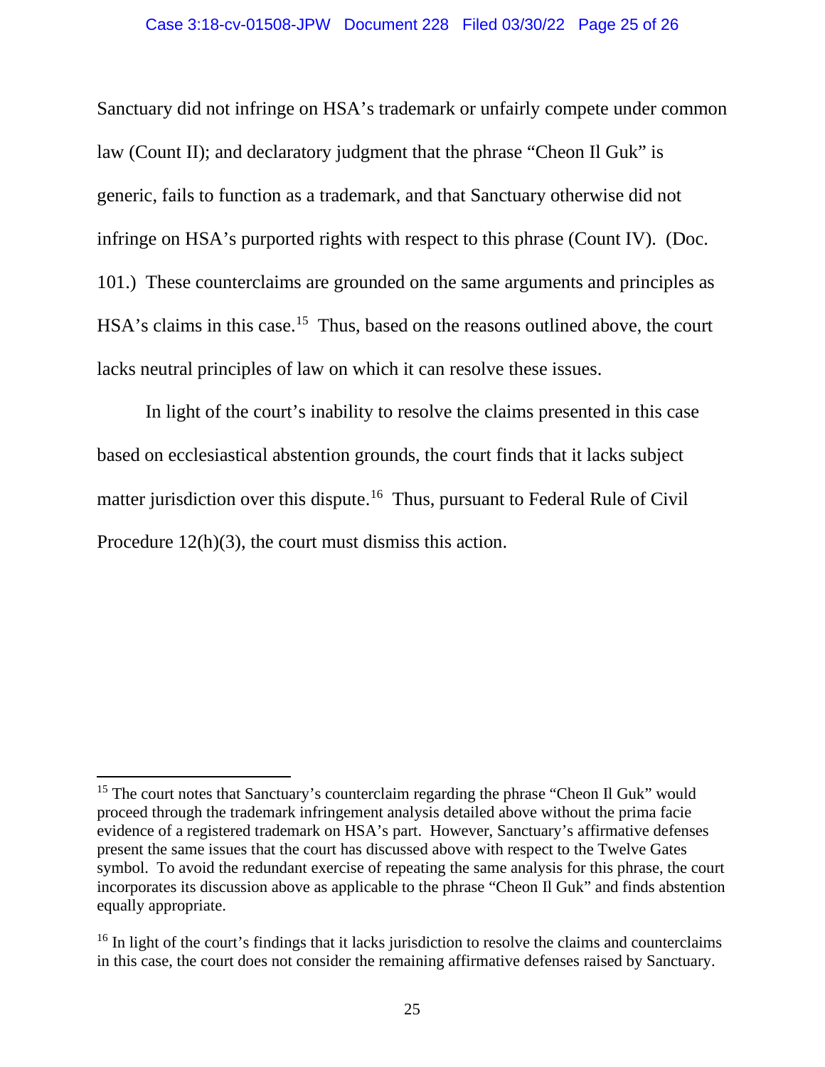Sanctuary did not infringe on HSA's trademark or unfairly compete under common law (Count II); and declaratory judgment that the phrase "Cheon Il Guk" is generic, fails to function as a trademark, and that Sanctuary otherwise did not infringe on HSA's purported rights with respect to this phrase (Count IV). (Doc. 101.) These counterclaims are grounded on the same arguments and principles as HSA's claims in this case.[15] Thus, based on the reasons outlined above, the court lacks neutral principles of law on which it can resolve these issues.

In light of the court's inability to resolve the claims presented in this case based on ecclesiastical abstention grounds, the court finds that it lacks subject matter jurisdiction over this dispute.[16] Thus, pursuant to Federal Rule of Civil Procedure 12(h)(3), the court must dismiss this action.

---

[15] The court notes that Sanctuary's counterclaim regarding the phrase "Cheon Il Guk" would proceed through the trademark infringement analysis detailed above without the prima facie evidence of a registered trademark on HSA's part. However, Sanctuary's affirmative defenses present the same issues that the court has discussed above with respect to the Twelve Gates symbol. To avoid the redundant exercise of repeating the same analysis for this phrase, the court incorporates its discussion above as applicable to the phrase "Cheon Il Guk" and finds abstention equally appropriate.

[16] In light of the court's findings that it lacks jurisdiction to resolve the claims and counterclaims in this case, the court does not consider the remaining affirmative defenses raised by Sanctuary.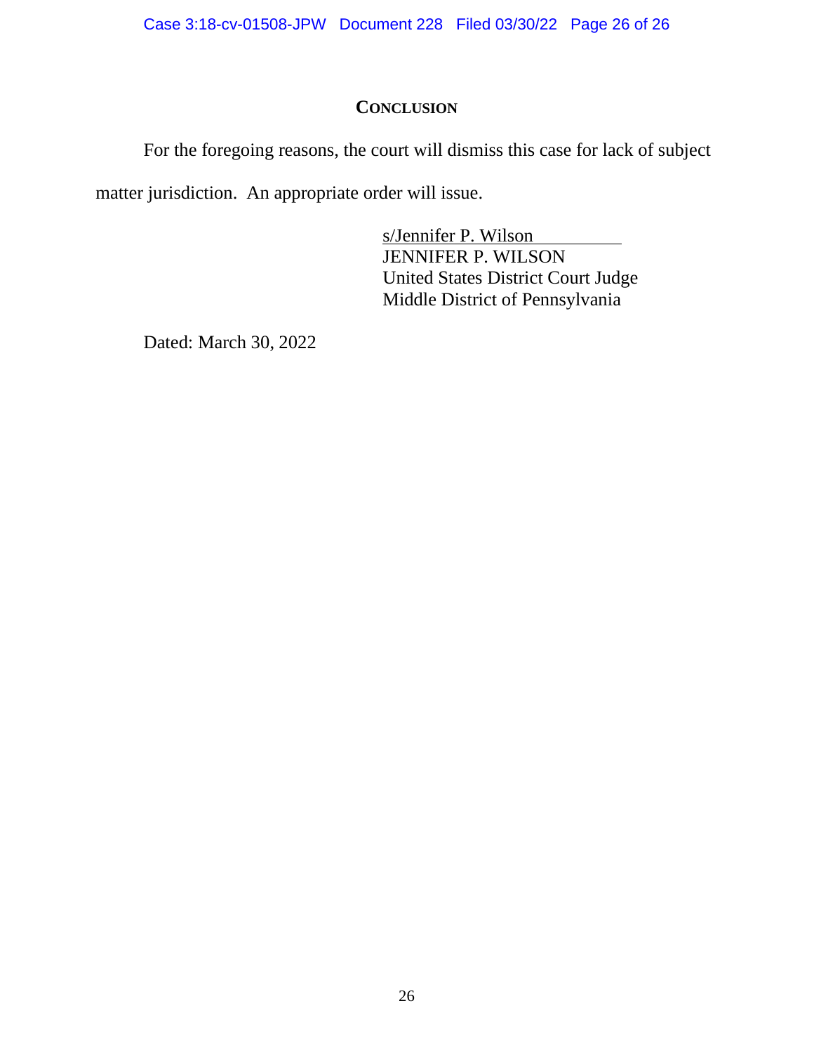## CONCLUSION

For the foregoing reasons, the court will dismiss this case for lack of subject matter jurisdiction. An appropriate order will issue.

s/Jennifer P. Wilson
JENNIFER P. WILSON
United States District Court Judge
Middle District of Pennsylvania

Dated: March 30, 2022